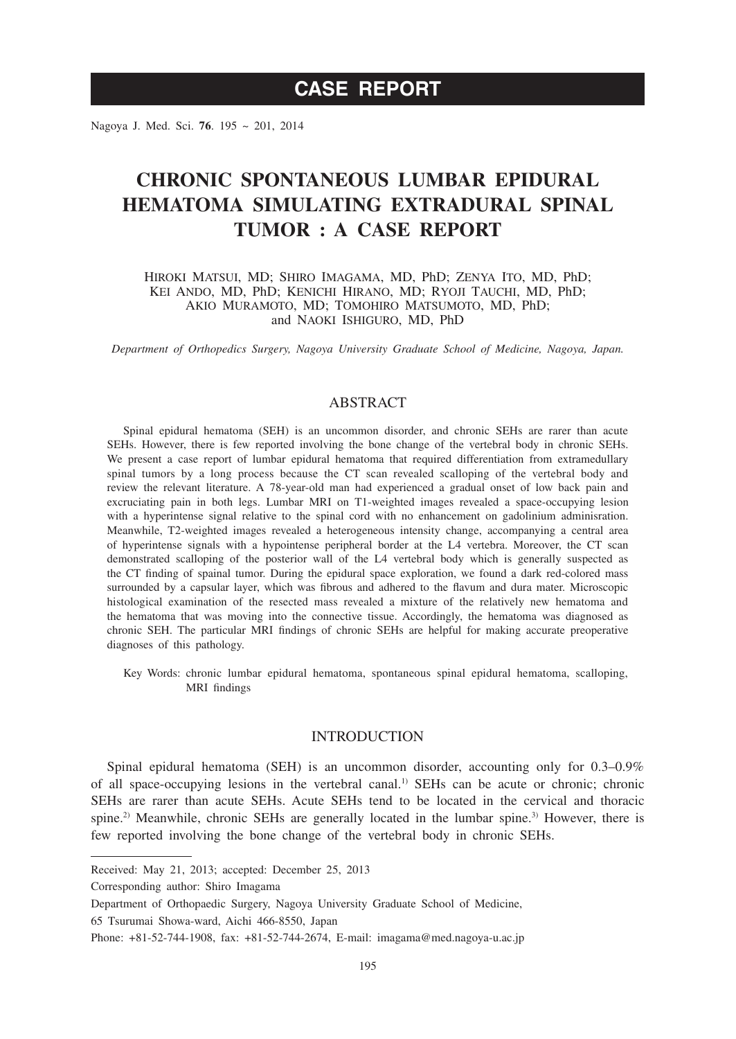# CASE REPORT

# CHRONIC SPONTANEOUS LUMBAR EPIDURAL HEMATOMA SIMULATING EXTRADURAL SPINAL TUMOR : A CASE REPORT

HIROKI MATSUI, MD; SHIRO IMAGAMA, MD, PhD; ZENYA ITO, MD, PhD; KEI ANDO, MD, PhD; KENICHI HIRANO, MD; RYOJI TAUCHI, MD, PhD; AKIO MURAMOTO, MD; TOMOHIRO MATSUMOTO, MD, PhD; and NAOKI ISHIGURO, MD, PhD

*Department of Orthopedics Surgery, Nagoya University Graduate School of Medicine, Nagoya, Japan.*

## ABSTRACT

Spinal epidural hematoma (SEH) is an uncommon disorder, and chronic SEHs are rarer than acute SEHs. However, there is few reported involving the bone change of the vertebral body in chronic SEHs. We present a case report of lumbar epidural hematoma that required differentiation from extramedullary spinal tumors by a long process because the CT scan revealed scalloping of the vertebral body and review the relevant literature. A 78-year-old man had experienced a gradual onset of low back pain and excruciating pain in both legs. Lumbar MRI on T1-weighted images revealed a space-occupying lesion with a hyperintense signal relative to the spinal cord with no enhancement on gadolinium adminisration. Meanwhile, T2-weighted images revealed a heterogeneous intensity change, accompanying a central area of hyperintense signals with a hypointense peripheral border at the L4 vertebra. Moreover, the CT scan demonstrated scalloping of the posterior wall of the L4 vertebral body which is generally suspected as the CT finding of spainal tumor. During the epidural space exploration, we found a dark red-colored mass surrounded by a capsular layer, which was fibrous and adhered to the flavum and dura mater. Microscopic histological examination of the resected mass revealed a mixture of the relatively new hematoma and the hematoma that was moving into the connective tissue. Accordingly, the hematoma was diagnosed as chronic SEH. The particular MRI findings of chronic SEHs are helpful for making accurate preoperative diagnoses of this pathology.

Key Words: chronic lumbar epidural hematoma, spontaneous spinal epidural hematoma, scalloping, MRI findings

## INTRODUCTION

Spinal epidural hematoma (SEH) is an uncommon disorder, accounting only for 0.3–0.9% of all space-occupying lesions in the vertebral canal.[1] SEHs can be acute or chronic; chronic SEHs are rarer than acute SEHs. Acute SEHs tend to be located in the cervical and thoracic spine.[2] Meanwhile, chronic SEHs are generally located in the lumbar spine.[3] However, there is few reported involving the bone change of the vertebral body in chronic SEHs.

---

Received: May 21, 2013; accepted: December 25, 2013

Corresponding author: Shiro Imagama

Department of Orthopaedic Surgery, Nagoya University Graduate School of Medicine,

65 Tsurumai Showa-ward, Aichi 466-8550, Japan

Phone: +81-52-744-1908, fax: +81-52-744-2674, E-mail: imagama@med.nagoya-u.ac.jp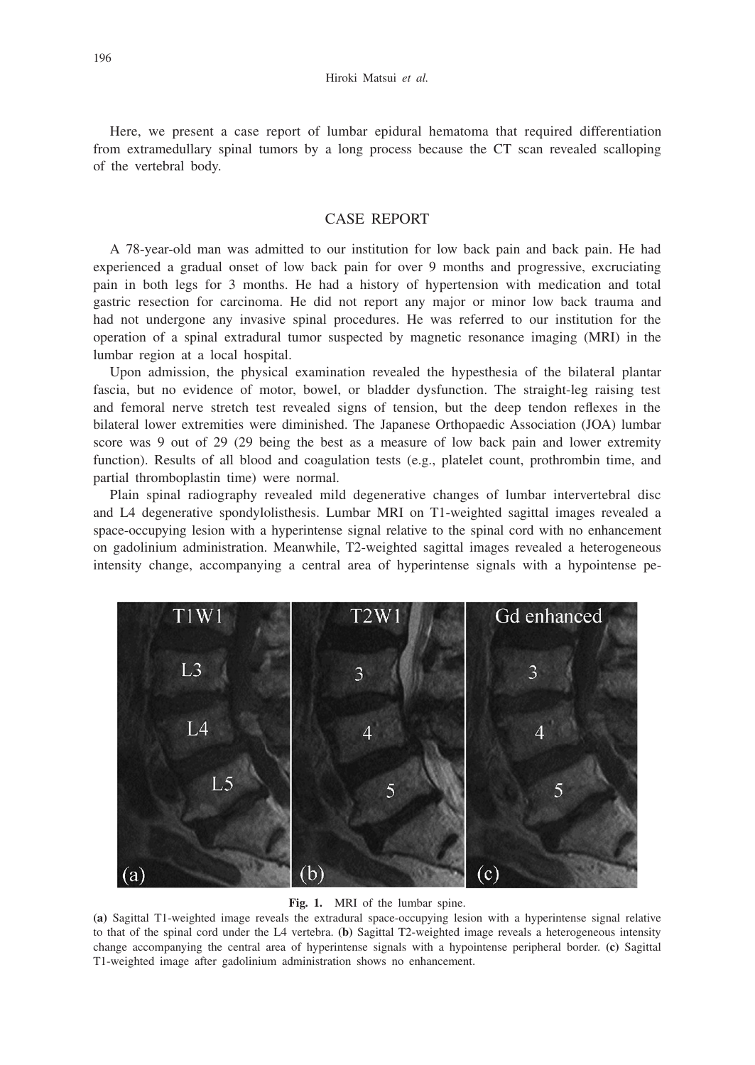Here, we present a case report of lumbar epidural hematoma that required differentiation from extramedullary spinal tumors by a long process because the CT scan revealed scalloping of the vertebral body.

## CASE REPORT

A 78-year-old man was admitted to our institution for low back pain and back pain. He had experienced a gradual onset of low back pain for over 9 months and progressive, excruciating pain in both legs for 3 months. He had a history of hypertension with medication and total gastric resection for carcinoma. He did not report any major or minor low back trauma and had not undergone any invasive spinal procedures. He was referred to our institution for the operation of a spinal extradural tumor suspected by magnetic resonance imaging (MRI) in the lumbar region at a local hospital.

Upon admission, the physical examination revealed the hypesthesia of the bilateral plantar fascia, but no evidence of motor, bowel, or bladder dysfunction. The straight-leg raising test and femoral nerve stretch test revealed signs of tension, but the deep tendon reflexes in the bilateral lower extremities were diminished. The Japanese Orthopaedic Association (JOA) lumbar score was 9 out of 29 (29 being the best as a measure of low back pain and lower extremity function). Results of all blood and coagulation tests (e.g., platelet count, prothrombin time, and partial thromboplastin time) were normal.

Plain spinal radiography revealed mild degenerative changes of lumbar intervertebral disc and L4 degenerative spondylolisthesis. Lumbar MRI on T1-weighted sagittal images revealed a space-occupying lesion with a hyperintense signal relative to the spinal cord with no enhancement on gadolinium administration. Meanwhile, T2-weighted sagittal images revealed a heterogeneous intensity change, accompanying a central area of hyperintense signals with a hypointense pe-

**Fig. 1.** MRI of the lumbar spine.
**(a)** Sagittal T1-weighted image reveals the extradural space-occupying lesion with a hyperintense signal relative to that of the spinal cord under the L4 vertebra. **(b)** Sagittal T2-weighted image reveals a heterogeneous intensity change accompanying the central area of hyperintense signals with a hypointense peripheral border. **(c)** Sagittal T1-weighted image after gadolinium administration shows no enhancement.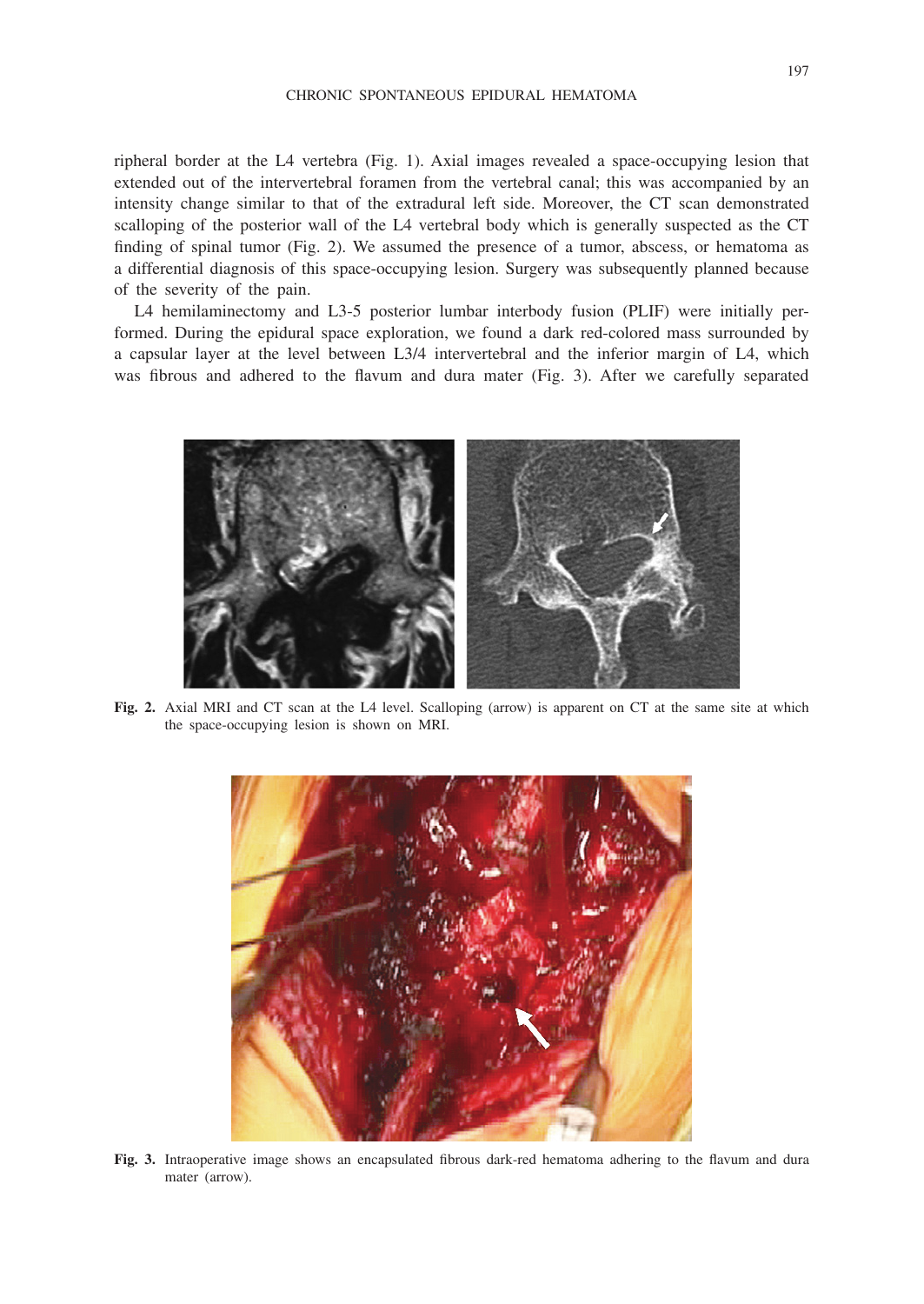ripheral border at the L4 vertebra (Fig. 1). Axial images revealed a space-occupying lesion that extended out of the intervertebral foramen from the vertebral canal; this was accompanied by an intensity change similar to that of the extradural left side. Moreover, the CT scan demonstrated scalloping of the posterior wall of the L4 vertebral body which is generally suspected as the CT finding of spinal tumor (Fig. 2). We assumed the presence of a tumor, abscess, or hematoma as a differential diagnosis of this space-occupying lesion. Surgery was subsequently planned because of the severity of the pain.

L4 hemilaminectomy and L3-5 posterior lumbar interbody fusion (PLIF) were initially performed. During the epidural space exploration, we found a dark red-colored mass surrounded by a capsular layer at the level between L3/4 intervertebral and the inferior margin of L4, which was fibrous and adhered to the flavum and dura mater (Fig. 3). After we carefully separated

**Fig. 2.** Axial MRI and CT scan at the L4 level. Scalloping (arrow) is apparent on CT at the same site at which the space-occupying lesion is shown on MRI.

**Fig. 3.** Intraoperative image shows an encapsulated fibrous dark-red hematoma adhering to the flavum and dura mater (arrow).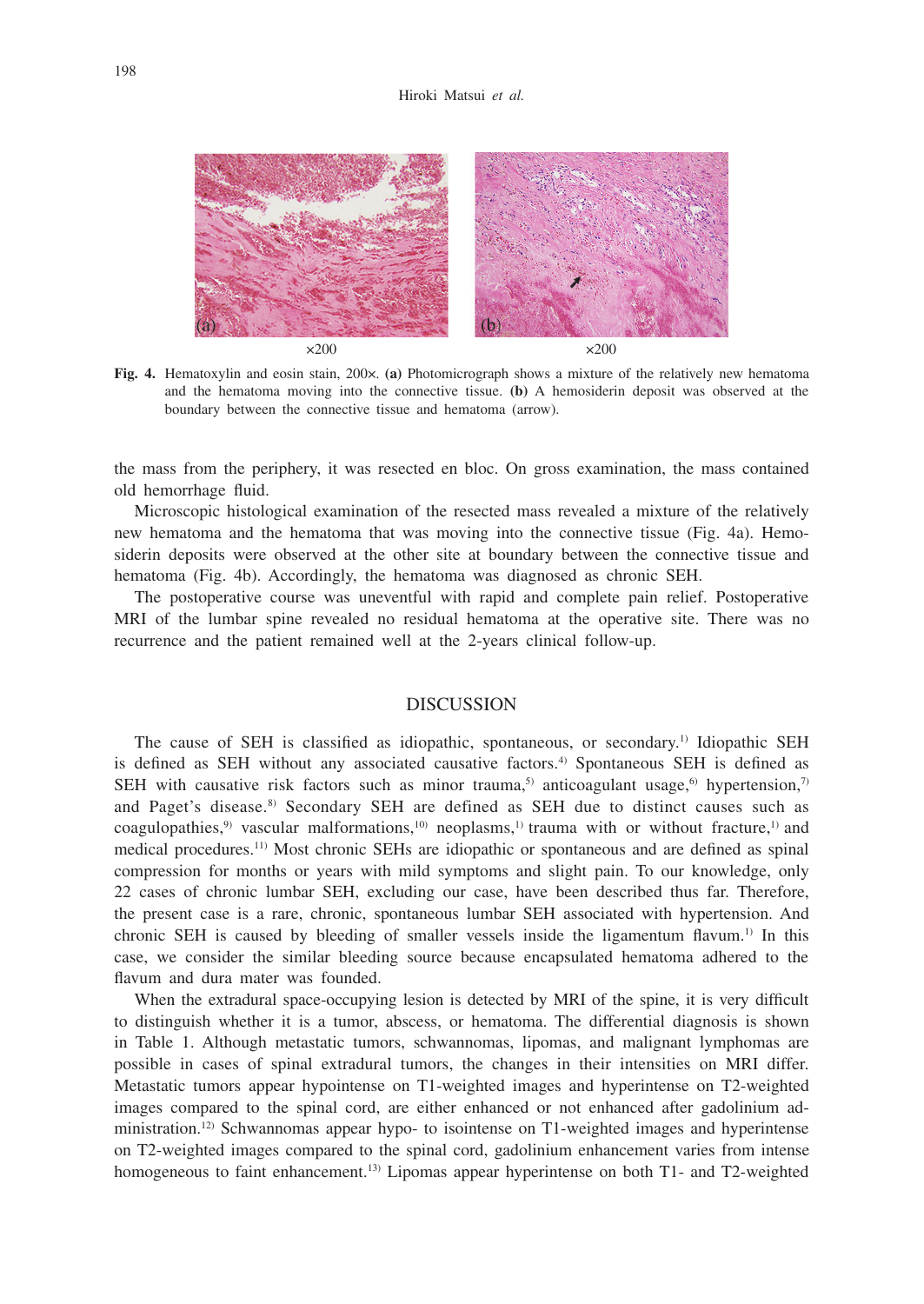×200 ×200

**Fig. 4.** Hematoxylin and eosin stain, 200×. **(a)** Photomicrograph shows a mixture of the relatively new hematoma and the hematoma moving into the connective tissue. **(b)** A hemosiderin deposit was observed at the boundary between the connective tissue and hematoma (arrow).

the mass from the periphery, it was resected en bloc. On gross examination, the mass contained old hemorrhage fluid.

Microscopic histological examination of the resected mass revealed a mixture of the relatively new hematoma and the hematoma that was moving into the connective tissue (Fig. 4a). Hemosiderin deposits were observed at the other site at boundary between the connective tissue and hematoma (Fig. 4b). Accordingly, the hematoma was diagnosed as chronic SEH.

The postoperative course was uneventful with rapid and complete pain relief. Postoperative MRI of the lumbar spine revealed no residual hematoma at the operative site. There was no recurrence and the patient remained well at the 2-years clinical follow-up.

## DISCUSSION

The cause of SEH is classified as idiopathic, spontaneous, or secondary.[1] Idiopathic SEH is defined as SEH without any associated causative factors.[4] Spontaneous SEH is defined as SEH with causative risk factors such as minor trauma,[5] anticoagulant usage,[6] hypertension,[7] and Paget's disease.[8] Secondary SEH are defined as SEH due to distinct causes such as coagulopathies,[9] vascular malformations,[10] neoplasms,[1] trauma with or without fracture,[1] and medical procedures.[11] Most chronic SEHs are idiopathic or spontaneous and are defined as spinal compression for months or years with mild symptoms and slight pain. To our knowledge, only 22 cases of chronic lumbar SEH, excluding our case, have been described thus far. Therefore, the present case is a rare, chronic, spontaneous lumbar SEH associated with hypertension. And chronic SEH is caused by bleeding of smaller vessels inside the ligamentum flavum.[1] In this case, we consider the similar bleeding source because encapsulated hematoma adhered to the flavum and dura mater was founded.

When the extradural space-occupying lesion is detected by MRI of the spine, it is very difficult to distinguish whether it is a tumor, abscess, or hematoma. The differential diagnosis is shown in Table 1. Although metastatic tumors, schwannomas, lipomas, and malignant lymphomas are possible in cases of spinal extradural tumors, the changes in their intensities on MRI differ. Metastatic tumors appear hypointense on T1-weighted images and hyperintense on T2-weighted images compared to the spinal cord, are either enhanced or not enhanced after gadolinium administration.[12] Schwannomas appear hypo- to isointense on T1-weighted images and hyperintense on T2-weighted images compared to the spinal cord, gadolinium enhancement varies from intense homogeneous to faint enhancement.[13] Lipomas appear hyperintense on both T1- and T2-weighted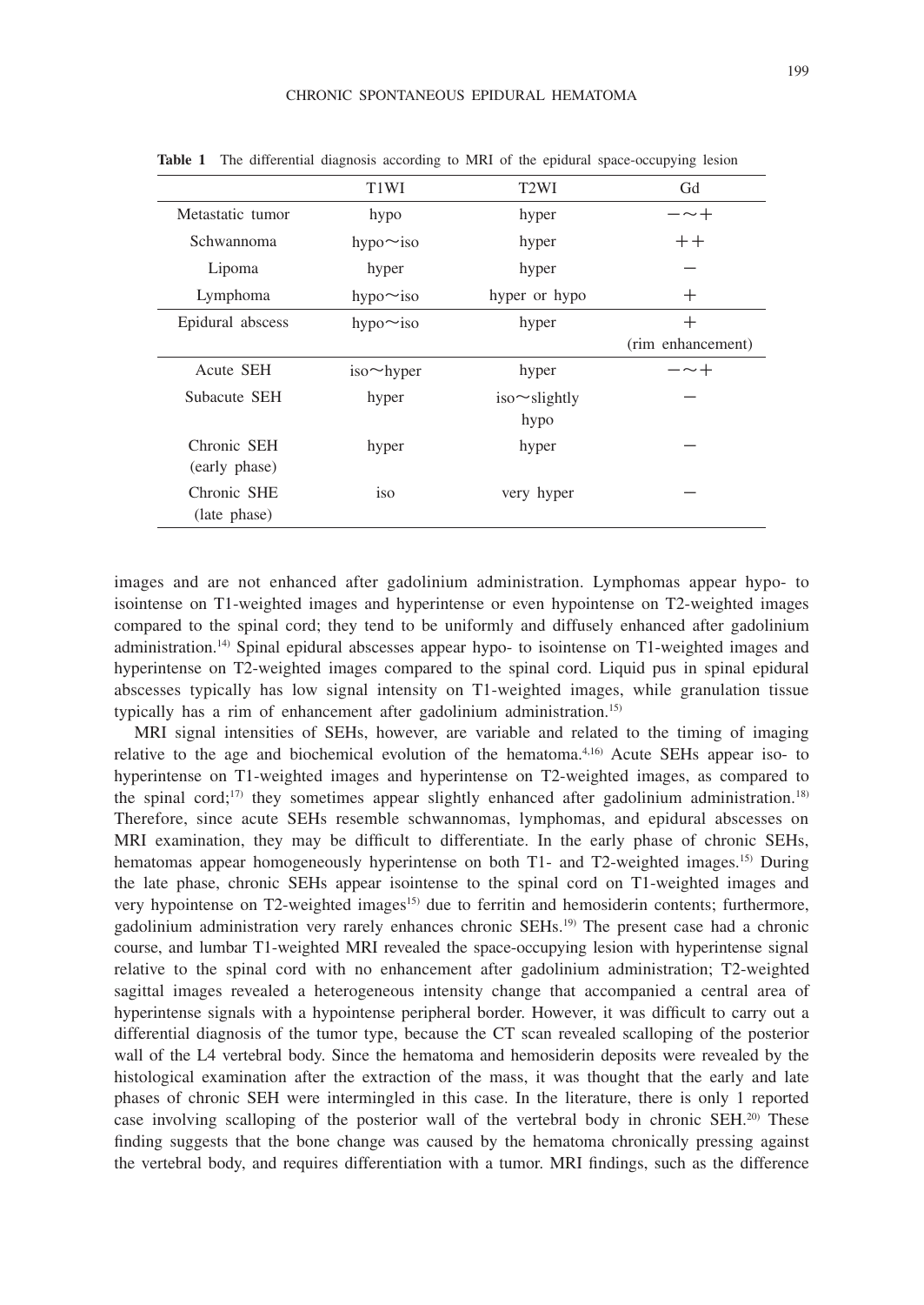**Table 1** The differential diagnosis according to MRI of the epidural space-occupying lesion

| | T1WI | T2WI | Gd |
|---|---|---|---|
| Metastatic tumor | hypo | hyper | −∼+ |
| Schwannoma | hypo∼iso | hyper | ++ |
| Lipoma | hyper | hyper | − |
| Lymphoma | hypo∼iso | hyper or hypo | + |
| Epidural abscess | hypo∼iso | hyper | + (rim enhancement) |
| Acute SEH | iso∼hyper | hyper | −∼+ |
| Subacute SEH | hyper | iso∼slightly hypo | − |
| Chronic SEH (early phase) | hyper | hyper | − |
| Chronic SHE (late phase) | iso | very hyper | − |

images and are not enhanced after gadolinium administration. Lymphomas appear hypo- to isointense on T1-weighted images and hyperintense or even hypointense on T2-weighted images compared to the spinal cord; they tend to be uniformly and diffusely enhanced after gadolinium administration.[14] Spinal epidural abscesses appear hypo- to isointense on T1-weighted images and hyperintense on T2-weighted images compared to the spinal cord. Liquid pus in spinal epidural abscesses typically has low signal intensity on T1-weighted images, while granulation tissue typically has a rim of enhancement after gadolinium administration.[15]

MRI signal intensities of SEHs, however, are variable and related to the timing of imaging relative to the age and biochemical evolution of the hematoma.[4,16] Acute SEHs appear iso- to hyperintense on T1-weighted images and hyperintense on T2-weighted images, as compared to the spinal cord;[17] they sometimes appear slightly enhanced after gadolinium administration.[18] Therefore, since acute SEHs resemble schwannomas, lymphomas, and epidural abscesses on MRI examination, they may be difficult to differentiate. In the early phase of chronic SEHs, hematomas appear homogeneously hyperintense on both T1- and T2-weighted images.[15] During the late phase, chronic SEHs appear isointense to the spinal cord on T1-weighted images and very hypointense on T2-weighted images[15] due to ferritin and hemosiderin contents; furthermore, gadolinium administration very rarely enhances chronic SEHs.[19] The present case had a chronic course, and lumbar T1-weighted MRI revealed the space-occupying lesion with hyperintense signal relative to the spinal cord with no enhancement after gadolinium administration; T2-weighted sagittal images revealed a heterogeneous intensity change that accompanied a central area of hyperintense signals with a hypointense peripheral border. However, it was difficult to carry out a differential diagnosis of the tumor type, because the CT scan revealed scalloping of the posterior wall of the L4 vertebral body. Since the hematoma and hemosiderin deposits were revealed by the histological examination after the extraction of the mass, it was thought that the early and late phases of chronic SEH were intermingled in this case. In the literature, there is only 1 reported case involving scalloping of the posterior wall of the vertebral body in chronic SEH.[20] These finding suggests that the bone change was caused by the hematoma chronically pressing against the vertebral body, and requires differentiation with a tumor. MRI findings, such as the difference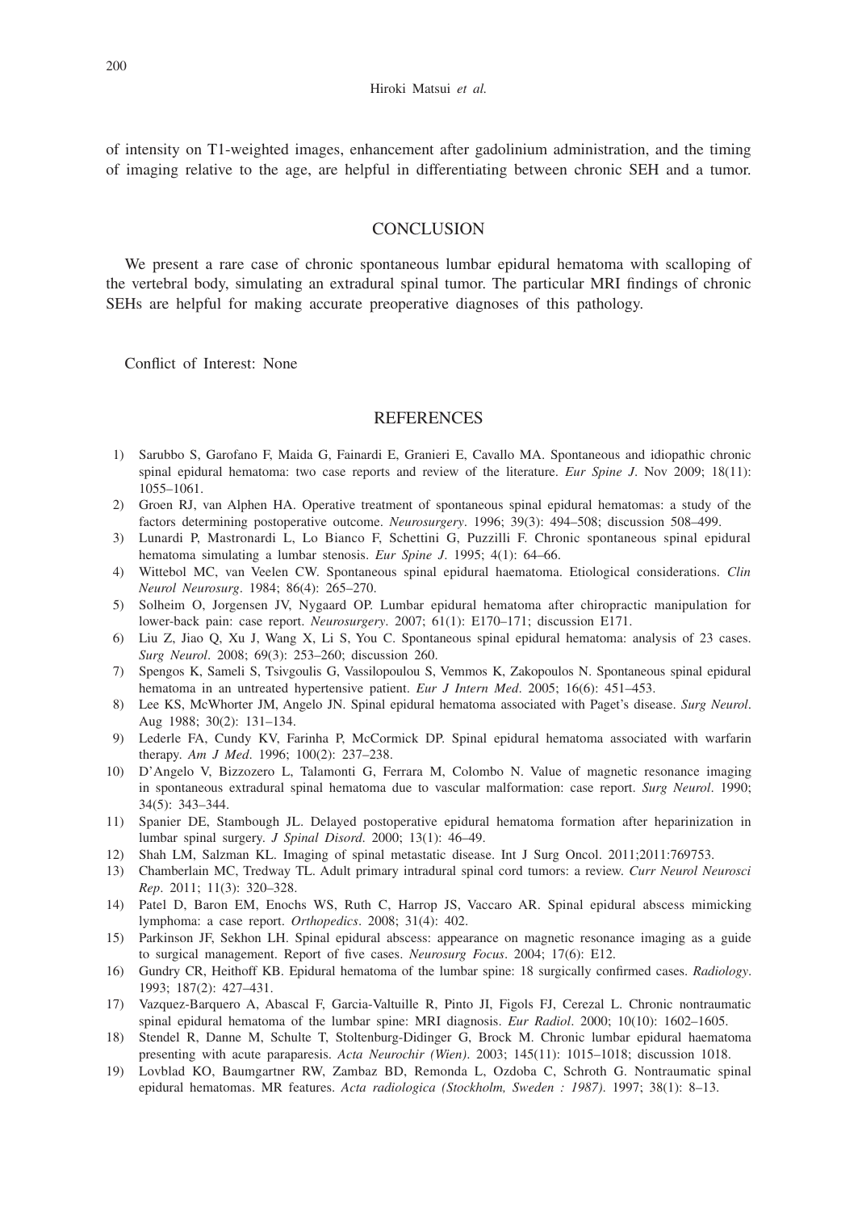of intensity on T1-weighted images, enhancement after gadolinium administration, and the timing of imaging relative to the age, are helpful in differentiating between chronic SEH and a tumor.

## CONCLUSION

We present a rare case of chronic spontaneous lumbar epidural hematoma with scalloping of the vertebral body, simulating an extradural spinal tumor. The particular MRI findings of chronic SEHs are helpful for making accurate preoperative diagnoses of this pathology.

Conflict of Interest: None

## REFERENCES

1) Sarubbo S, Garofano F, Maida G, Fainardi E, Granieri E, Cavallo MA. Spontaneous and idiopathic chronic spinal epidural hematoma: two case reports and review of the literature. *Eur Spine J*. Nov 2009; 18(11): 1055–1061.
2) Groen RJ, van Alphen HA. Operative treatment of spontaneous spinal epidural hematomas: a study of the factors determining postoperative outcome. *Neurosurgery*. 1996; 39(3): 494–508; discussion 508–499.
3) Lunardi P, Mastronardi L, Lo Bianco F, Schettini G, Puzzilli F. Chronic spontaneous spinal epidural hematoma simulating a lumbar stenosis. *Eur Spine J*. 1995; 4(1): 64–66.
4) Wittebol MC, van Veelen CW. Spontaneous spinal epidural haematoma. Etiological considerations. *Clin Neurol Neurosurg*. 1984; 86(4): 265–270.
5) Solheim O, Jorgensen JV, Nygaard OP. Lumbar epidural hematoma after chiropractic manipulation for lower-back pain: case report. *Neurosurgery*. 2007; 61(1): E170–171; discussion E171.
6) Liu Z, Jiao Q, Xu J, Wang X, Li S, You C. Spontaneous spinal epidural hematoma: analysis of 23 cases. *Surg Neurol*. 2008; 69(3): 253–260; discussion 260.
7) Spengos K, Sameli S, Tsivgoulis G, Vassilopoulou S, Vemmos K, Zakopoulos N. Spontaneous spinal epidural hematoma in an untreated hypertensive patient. *Eur J Intern Med*. 2005; 16(6): 451–453.
8) Lee KS, McWhorter JM, Angelo JN. Spinal epidural hematoma associated with Paget's disease. *Surg Neurol*. Aug 1988; 30(2): 131–134.
9) Lederle FA, Cundy KV, Farinha P, McCormick DP. Spinal epidural hematoma associated with warfarin therapy. *Am J Med*. 1996; 100(2): 237–238.
10) D'Angelo V, Bizzozero L, Talamonti G, Ferrara M, Colombo N. Value of magnetic resonance imaging in spontaneous extradural spinal hematoma due to vascular malformation: case report. *Surg Neurol*. 1990; 34(5): 343–344.
11) Spanier DE, Stambough JL. Delayed postoperative epidural hematoma formation after heparinization in lumbar spinal surgery. *J Spinal Disord*. 2000; 13(1): 46–49.
12) Shah LM, Salzman KL. Imaging of spinal metastatic disease. Int J Surg Oncol. 2011;2011:769753.
13) Chamberlain MC, Tredway TL. Adult primary intradural spinal cord tumors: a review. *Curr Neurol Neurosci Rep*. 2011; 11(3): 320–328.
14) Patel D, Baron EM, Enochs WS, Ruth C, Harrop JS, Vaccaro AR. Spinal epidural abscess mimicking lymphoma: a case report. *Orthopedics*. 2008; 31(4): 402.
15) Parkinson JF, Sekhon LH. Spinal epidural abscess: appearance on magnetic resonance imaging as a guide to surgical management. Report of five cases. *Neurosurg Focus*. 2004; 17(6): E12.
16) Gundry CR, Heithoff KB. Epidural hematoma of the lumbar spine: 18 surgically confirmed cases. *Radiology*. 1993; 187(2): 427–431.
17) Vazquez-Barquero A, Abascal F, Garcia-Valtuille R, Pinto JI, Figols FJ, Cerezal L. Chronic nontraumatic spinal epidural hematoma of the lumbar spine: MRI diagnosis. *Eur Radiol*. 2000; 10(10): 1602–1605.
18) Stendel R, Danne M, Schulte T, Stoltenburg-Didinger G, Brock M. Chronic lumbar epidural haematoma presenting with acute paraparesis. *Acta Neurochir (Wien)*. 2003; 145(11): 1015–1018; discussion 1018.
19) Lovblad KO, Baumgartner RW, Zambaz BD, Remonda L, Ozdoba C, Schroth G. Nontraumatic spinal epidural hematomas. MR features. *Acta radiologica (Stockholm, Sweden : 1987)*. 1997; 38(1): 8–13.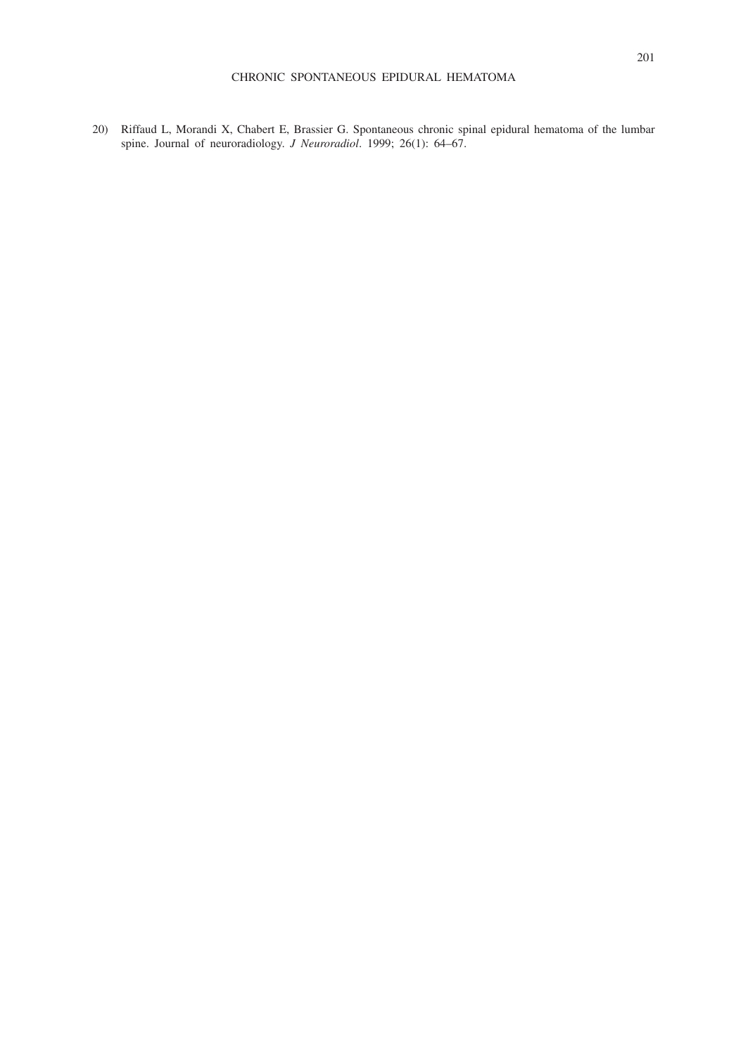20) Riffaud L, Morandi X, Chabert E, Brassier G. Spontaneous chronic spinal epidural hematoma of the lumbar spine. Journal of neuroradiology. *J Neuroradiol*. 1999; 26(1): 64–67.